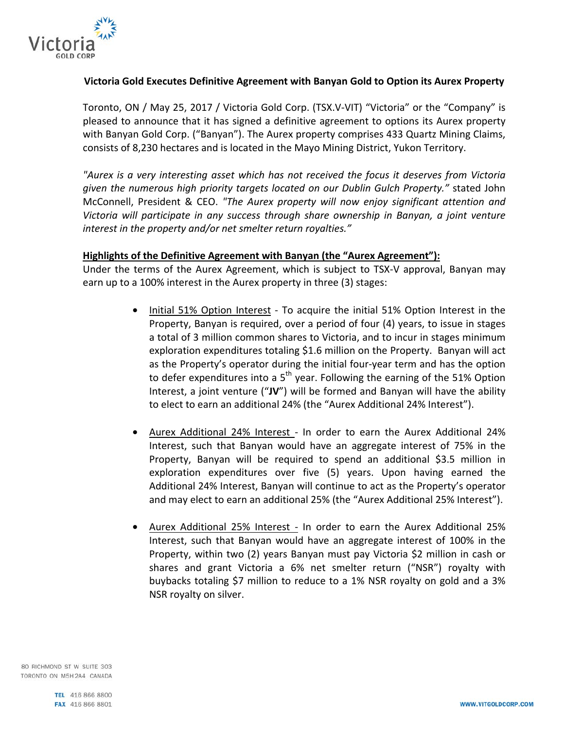**Victoria Gold Executes Definitive Agreement with Banyan Gold to Option its Aurex Property**

Toronto, ON / May 25, 2017 / Victoria Gold Corp. (TSX.V-VIT) "Victoria" or the "Company" is pleased to announce that it has signed a definitive agreement to options its Aurex property with Banyan Gold Corp. ("Banyan"). The Aurex property comprises 433 Quartz Mining Claims, consists of 8,230 hectares and is located in the Mayo Mining District, Yukon Territory.

*"Aurex is a very interesting asset which has not received the focus it deserves from Victoria given the numerous high priority targets located on our Dublin Gulch Property."* stated John McConnell, President & CEO. *"The Aurex property will now enjoy significant attention and Victoria will participate in any success through share ownership in Banyan, a joint venture interest in the property and/or net smelter return royalties."*

**Highlights of the Definitive Agreement with Banyan (the "Aurex Agreement"):**

Under the terms of the Aurex Agreement, which is subject to TSX-V approval, Banyan may earn up to a 100% interest in the Aurex property in three (3) stages:

- Initial 51% Option Interest - To acquire the initial 51% Option Interest in the Property, Banyan is required, over a period of four (4) years, to issue in stages a total of 3 million common shares to Victoria, and to incur in stages minimum exploration expenditures totaling $1.6 million on the Property. Banyan will act as the Property's operator during the initial four-year term and has the option to defer expenditures into a 5th year. Following the earning of the 51% Option Interest, a joint venture ("**JV**") will be formed and Banyan will have the ability to elect to earn an additional 24% (the "Aurex Additional 24% Interest").

- Aurex Additional 24% Interest - In order to earn the Aurex Additional 24% Interest, such that Banyan would have an aggregate interest of 75% in the Property, Banyan will be required to spend an additional $3.5 million in exploration expenditures over five (5) years. Upon having earned the Additional 24% Interest, Banyan will continue to act as the Property's operator and may elect to earn an additional 25% (the "Aurex Additional 25% Interest").

- Aurex Additional 25% Interest - In order to earn the Aurex Additional 25% Interest, such that Banyan would have an aggregate interest of 100% in the Property, within two (2) years Banyan must pay Victoria $2 million in cash or shares and grant Victoria a 6% net smelter return ("NSR") royalty with buybacks totaling $7 million to reduce to a 1% NSR royalty on gold and a 3% NSR royalty on silver.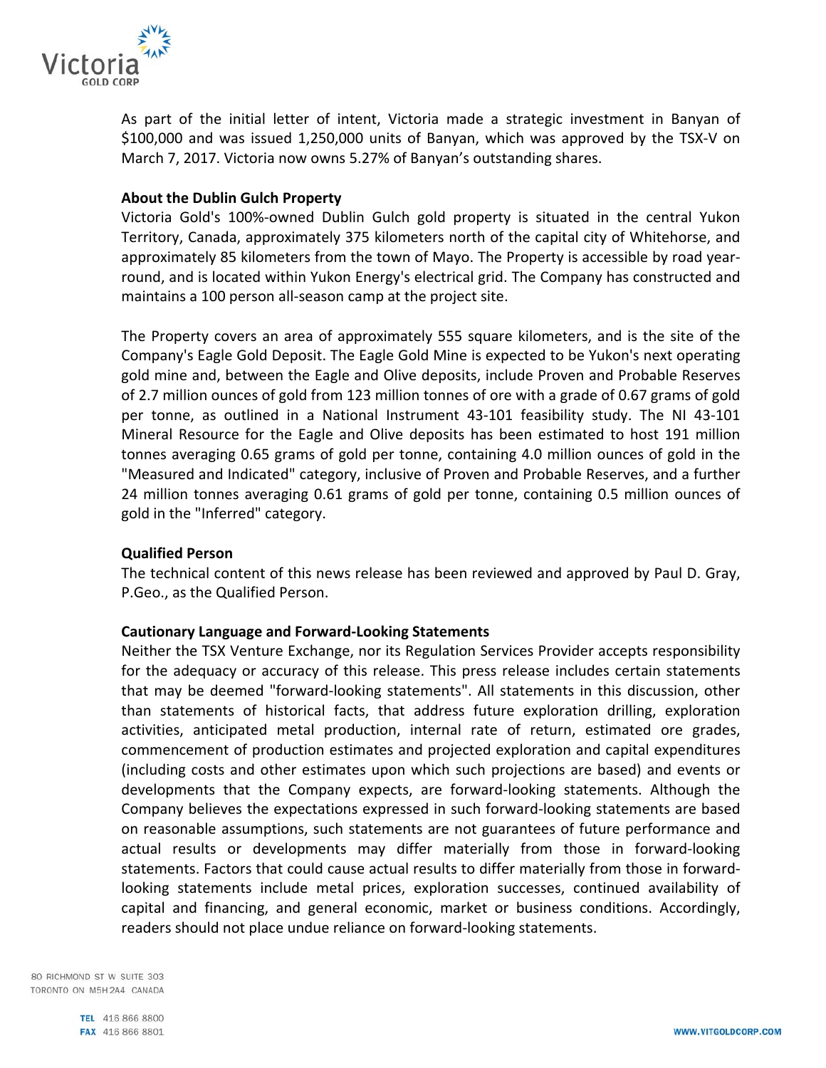As part of the initial letter of intent, Victoria made a strategic investment in Banyan of $100,000 and was issued 1,250,000 units of Banyan, which was approved by the TSX-V on March 7, 2017. Victoria now owns 5.27% of Banyan's outstanding shares.

**About the Dublin Gulch Property**

Victoria Gold's 100%-owned Dublin Gulch gold property is situated in the central Yukon Territory, Canada, approximately 375 kilometers north of the capital city of Whitehorse, and approximately 85 kilometers from the town of Mayo. The Property is accessible by road year-round, and is located within Yukon Energy's electrical grid. The Company has constructed and maintains a 100 person all-season camp at the project site.

The Property covers an area of approximately 555 square kilometers, and is the site of the Company's Eagle Gold Deposit. The Eagle Gold Mine is expected to be Yukon's next operating gold mine and, between the Eagle and Olive deposits, include Proven and Probable Reserves of 2.7 million ounces of gold from 123 million tonnes of ore with a grade of 0.67 grams of gold per tonne, as outlined in a National Instrument 43-101 feasibility study. The NI 43-101 Mineral Resource for the Eagle and Olive deposits has been estimated to host 191 million tonnes averaging 0.65 grams of gold per tonne, containing 4.0 million ounces of gold in the "Measured and Indicated" category, inclusive of Proven and Probable Reserves, and a further 24 million tonnes averaging 0.61 grams of gold per tonne, containing 0.5 million ounces of gold in the "Inferred" category.

**Qualified Person**

The technical content of this news release has been reviewed and approved by Paul D. Gray, P.Geo., as the Qualified Person.

**Cautionary Language and Forward-Looking Statements**

Neither the TSX Venture Exchange, nor its Regulation Services Provider accepts responsibility for the adequacy or accuracy of this release. This press release includes certain statements that may be deemed "forward-looking statements". All statements in this discussion, other than statements of historical facts, that address future exploration drilling, exploration activities, anticipated metal production, internal rate of return, estimated ore grades, commencement of production estimates and projected exploration and capital expenditures (including costs and other estimates upon which such projections are based) and events or developments that the Company expects, are forward-looking statements. Although the Company believes the expectations expressed in such forward-looking statements are based on reasonable assumptions, such statements are not guarantees of future performance and actual results or developments may differ materially from those in forward-looking statements. Factors that could cause actual results to differ materially from those in forward-looking statements include metal prices, exploration successes, continued availability of capital and financing, and general economic, market or business conditions. Accordingly, readers should not place undue reliance on forward-looking statements.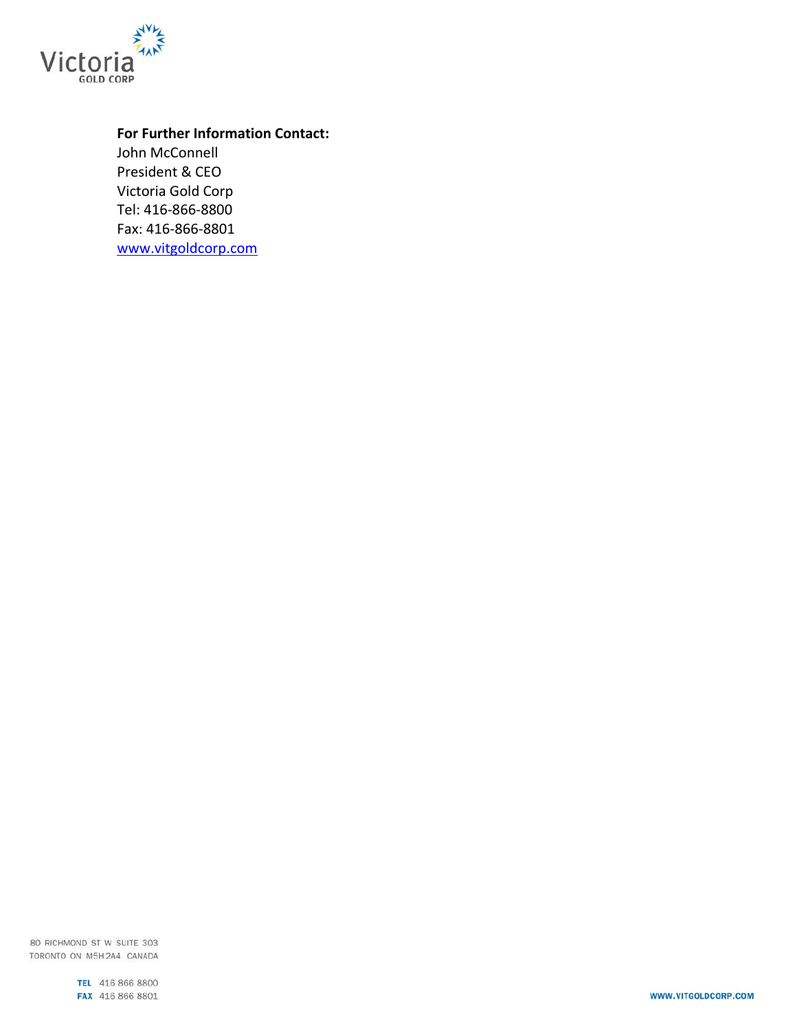**For Further Information Contact:**
John McConnell
President & CEO
Victoria Gold Corp
Tel: 416-866-8800
Fax: 416-866-8801
www.vitgoldcorp.com